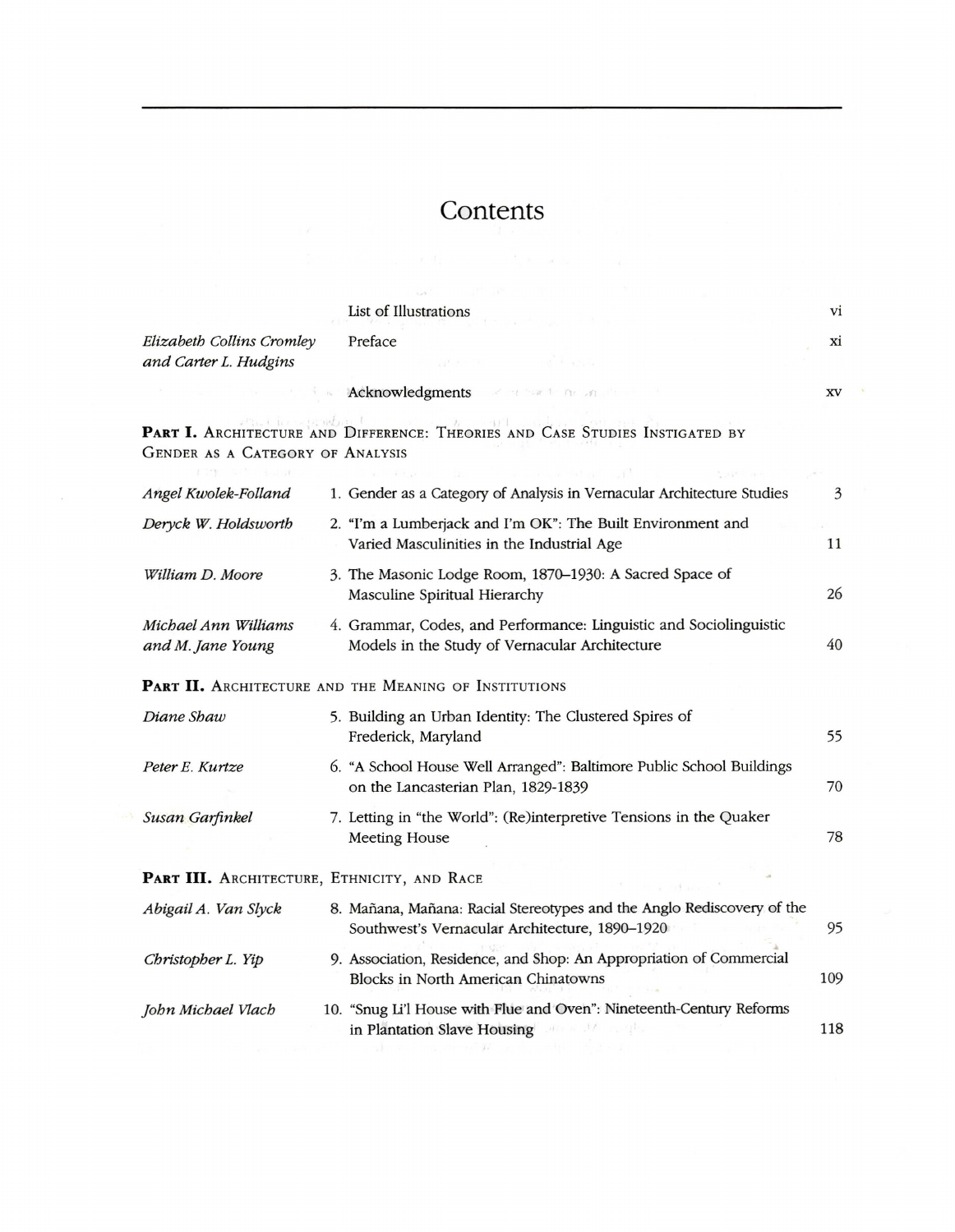# Contents

| | | |
|---|---|---|
| | List of Illustrations | vi |
| *Elizabeth Collins Cromley and Carter L. Hudgins* | Preface | xi |
| | Acknowledgments | xv |

**PART I.** ARCHITECTURE AND DIFFERENCE: THEORIES AND CASE STUDIES INSTIGATED BY GENDER AS A CATEGORY OF ANALYSIS

| | | |
|---|---|---|
| *Angel Kwolek-Folland* | 1. Gender as a Category of Analysis in Vernacular Architecture Studies | 3 |
| *Deryck W. Holdsworth* | 2. "I'm a Lumberjack and I'm OK": The Built Environment and Varied Masculinities in the Industrial Age | 11 |
| *William D. Moore* | 3. The Masonic Lodge Room, 1870–1930: A Sacred Space of Masculine Spiritual Hierarchy | 26 |
| *Michael Ann Williams and M. Jane Young* | 4. Grammar, Codes, and Performance: Linguistic and Sociolinguistic Models in the Study of Vernacular Architecture | 40 |

**PART II.** ARCHITECTURE AND THE MEANING OF INSTITUTIONS

| | | |
|---|---|---|
| *Diane Shaw* | 5. Building an Urban Identity: The Clustered Spires of Frederick, Maryland | 55 |
| *Peter E. Kurtze* | 6. "A School House Well Arranged": Baltimore Public School Buildings on the Lancasterian Plan, 1829-1839 | 70 |
| *Susan Garfinkel* | 7. Letting in "the World": (Re)interpretive Tensions in the Quaker Meeting House | 78 |

**PART III.** ARCHITECTURE, ETHNICITY, AND RACE

| | | |
|---|---|---|
| *Abigail A. Van Slyck* | 8. Mañana, Mañana: Racial Stereotypes and the Anglo Rediscovery of the Southwest's Vernacular Architecture, 1890–1920 | 95 |
| *Christopher L. Yip* | 9. Association, Residence, and Shop: An Appropriation of Commercial Blocks in North American Chinatowns | 109 |
| *John Michael Vlach* | 10. "Snug Li'l House with Flue and Oven": Nineteenth-Century Reforms in Plantation Slave Housing | 118 |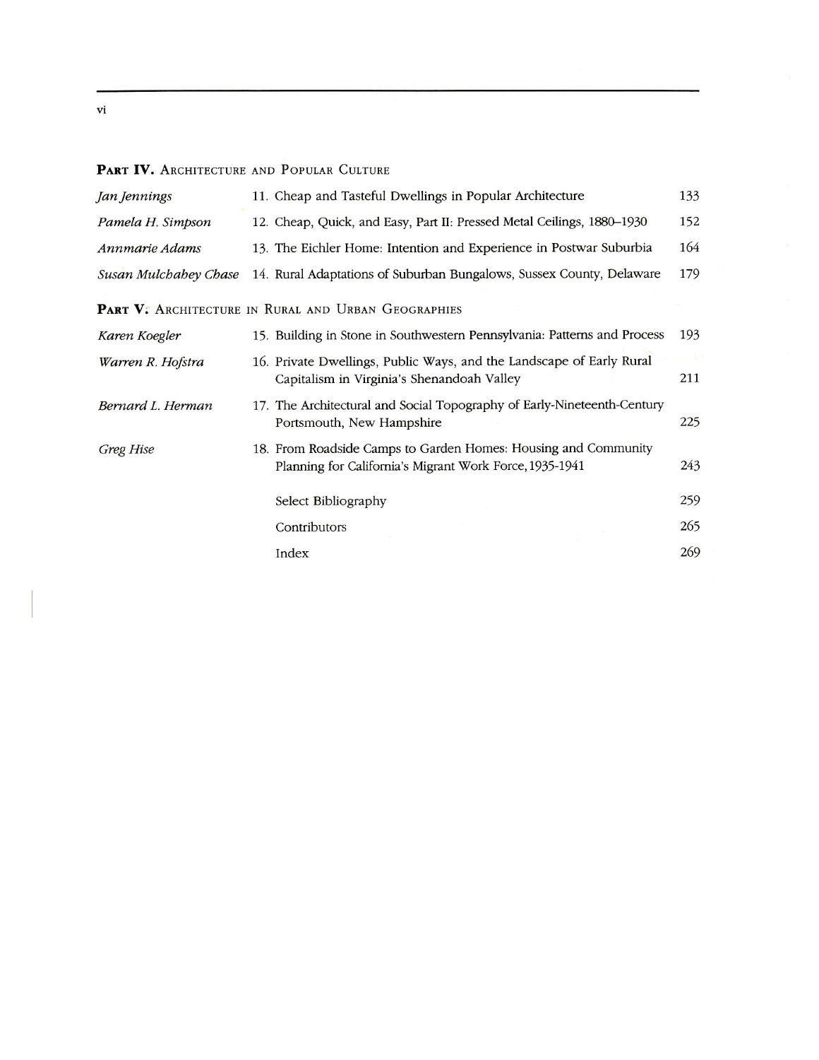**PART IV.** ARCHITECTURE AND POPULAR CULTURE

| | | |
|---|---|---|
| *Jan Jennings* | 11. Cheap and Tasteful Dwellings in Popular Architecture | 133 |
| *Pamela H. Simpson* | 12. Cheap, Quick, and Easy, Part II: Pressed Metal Ceilings, 1880–1930 | 152 |
| *Annmarie Adams* | 13. The Eichler Home: Intention and Experience in Postwar Suburbia | 164 |
| *Susan Mulchahey Chase* | 14. Rural Adaptations of Suburban Bungalows, Sussex County, Delaware | 179 |

**PART V.** ARCHITECTURE IN RURAL AND URBAN GEOGRAPHIES

| | | |
|---|---|---|
| *Karen Koegler* | 15. Building in Stone in Southwestern Pennsylvania: Patterns and Process | 193 |
| *Warren R. Hofstra* | 16. Private Dwellings, Public Ways, and the Landscape of Early Rural Capitalism in Virginia's Shenandoah Valley | 211 |
| *Bernard L. Herman* | 17. The Architectural and Social Topography of Early-Nineteenth-Century Portsmouth, New Hampshire | 225 |
| *Greg Hise* | 18. From Roadside Camps to Garden Homes: Housing and Community Planning for California's Migrant Work Force, 1935-1941 | 243 |
| | Select Bibliography | 259 |
| | Contributors | 265 |
| | Index | 269 |